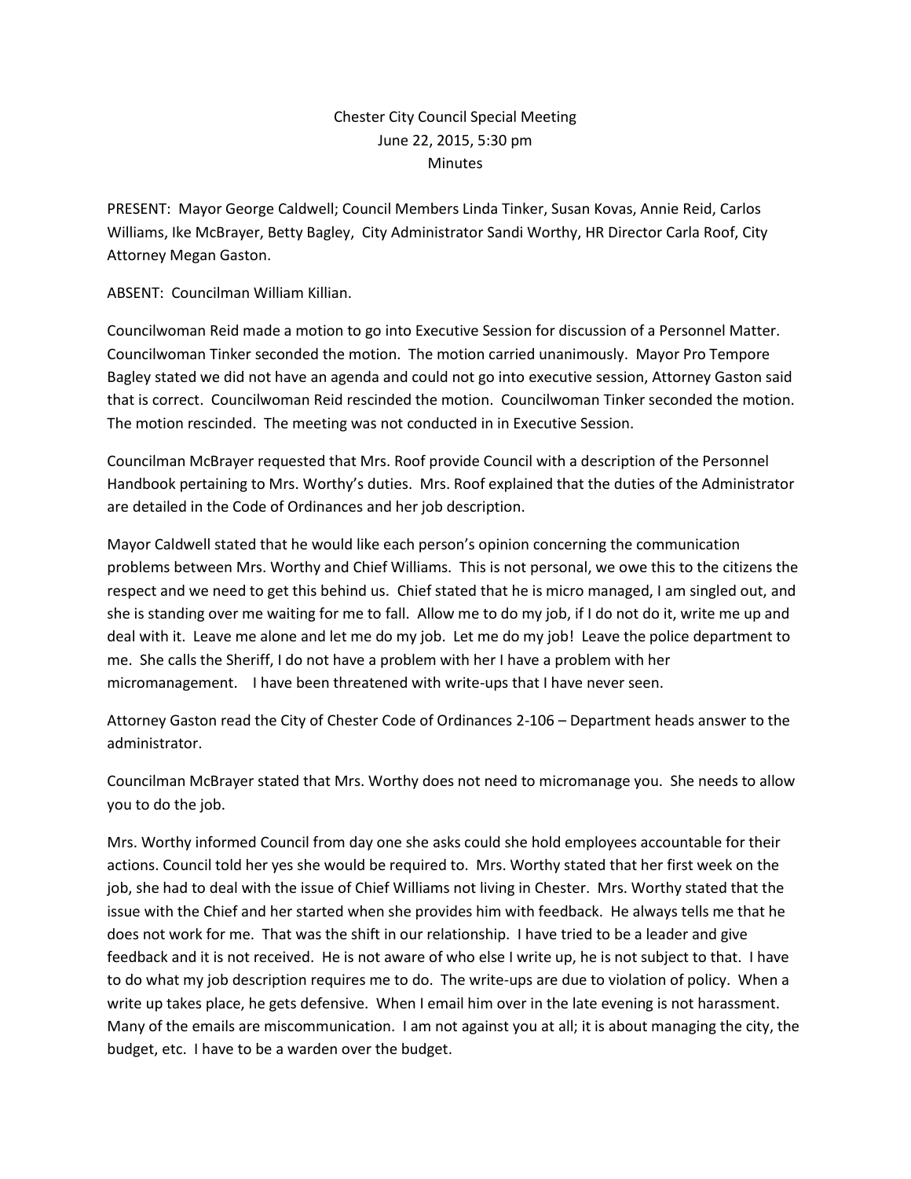Chester City Council Special Meeting
June 22, 2015, 5:30 pm
Minutes

PRESENT: Mayor George Caldwell; Council Members Linda Tinker, Susan Kovas, Annie Reid, Carlos Williams, Ike McBrayer, Betty Bagley, City Administrator Sandi Worthy, HR Director Carla Roof, City Attorney Megan Gaston.

ABSENT: Councilman William Killian.

Councilwoman Reid made a motion to go into Executive Session for discussion of a Personnel Matter. Councilwoman Tinker seconded the motion. The motion carried unanimously. Mayor Pro Tempore Bagley stated we did not have an agenda and could not go into executive session, Attorney Gaston said that is correct. Councilwoman Reid rescinded the motion. Councilwoman Tinker seconded the motion. The motion rescinded. The meeting was not conducted in in Executive Session.

Councilman McBrayer requested that Mrs. Roof provide Council with a description of the Personnel Handbook pertaining to Mrs. Worthy's duties. Mrs. Roof explained that the duties of the Administrator are detailed in the Code of Ordinances and her job description.

Mayor Caldwell stated that he would like each person's opinion concerning the communication problems between Mrs. Worthy and Chief Williams. This is not personal, we owe this to the citizens the respect and we need to get this behind us. Chief stated that he is micro managed, I am singled out, and she is standing over me waiting for me to fall. Allow me to do my job, if I do not do it, write me up and deal with it. Leave me alone and let me do my job. Let me do my job! Leave the police department to me. She calls the Sheriff, I do not have a problem with her I have a problem with her micromanagement. I have been threatened with write-ups that I have never seen.

Attorney Gaston read the City of Chester Code of Ordinances 2-106 – Department heads answer to the administrator.

Councilman McBrayer stated that Mrs. Worthy does not need to micromanage you. She needs to allow you to do the job.

Mrs. Worthy informed Council from day one she asks could she hold employees accountable for their actions. Council told her yes she would be required to. Mrs. Worthy stated that her first week on the job, she had to deal with the issue of Chief Williams not living in Chester. Mrs. Worthy stated that the issue with the Chief and her started when she provides him with feedback. He always tells me that he does not work for me. That was the shift in our relationship. I have tried to be a leader and give feedback and it is not received. He is not aware of who else I write up, he is not subject to that. I have to do what my job description requires me to do. The write-ups are due to violation of policy. When a write up takes place, he gets defensive. When I email him over in the late evening is not harassment. Many of the emails are miscommunication. I am not against you at all; it is about managing the city, the budget, etc. I have to be a warden over the budget.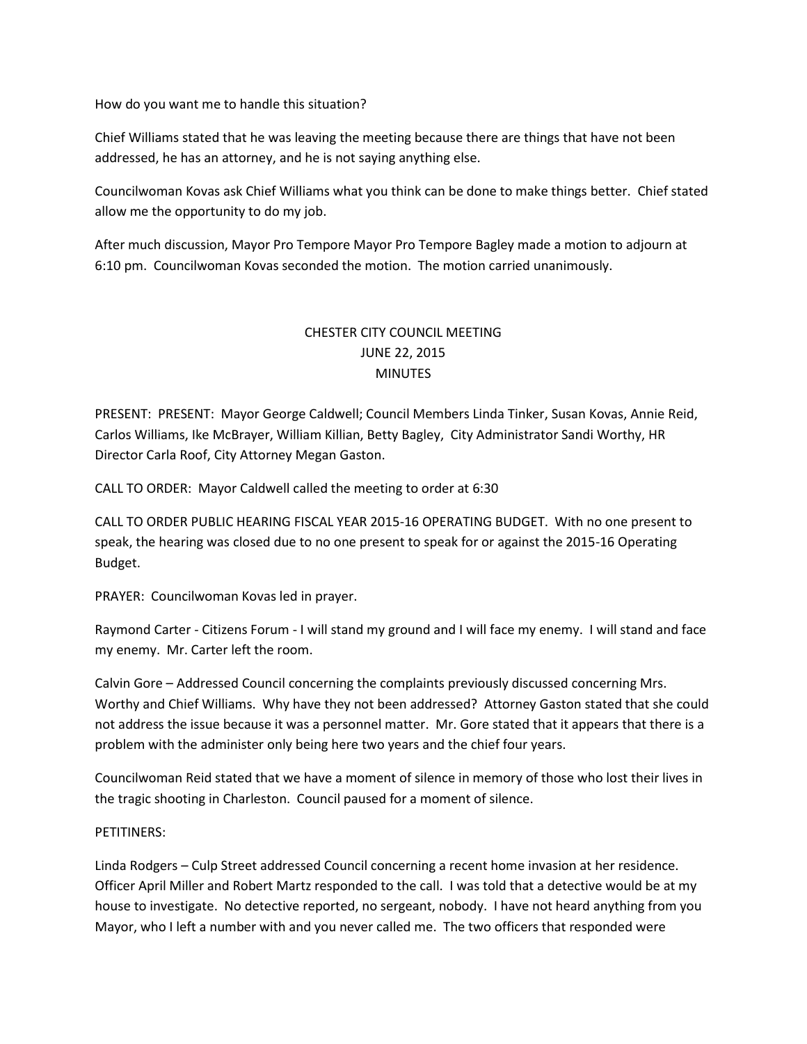How do you want me to handle this situation?

Chief Williams stated that he was leaving the meeting because there are things that have not been addressed, he has an attorney, and he is not saying anything else.

Councilwoman Kovas ask Chief Williams what you think can be done to make things better. Chief stated allow me the opportunity to do my job.

After much discussion, Mayor Pro Tempore Mayor Pro Tempore Bagley made a motion to adjourn at 6:10 pm. Councilwoman Kovas seconded the motion. The motion carried unanimously.

# CHESTER CITY COUNCIL MEETING
## JUNE 22, 2015
## MINUTES

PRESENT: PRESENT: Mayor George Caldwell; Council Members Linda Tinker, Susan Kovas, Annie Reid, Carlos Williams, Ike McBrayer, William Killian, Betty Bagley, City Administrator Sandi Worthy, HR Director Carla Roof, City Attorney Megan Gaston.

CALL TO ORDER: Mayor Caldwell called the meeting to order at 6:30

CALL TO ORDER PUBLIC HEARING FISCAL YEAR 2015-16 OPERATING BUDGET. With no one present to speak, the hearing was closed due to no one present to speak for or against the 2015-16 Operating Budget.

PRAYER: Councilwoman Kovas led in prayer.

Raymond Carter - Citizens Forum - I will stand my ground and I will face my enemy. I will stand and face my enemy. Mr. Carter left the room.

Calvin Gore – Addressed Council concerning the complaints previously discussed concerning Mrs. Worthy and Chief Williams. Why have they not been addressed? Attorney Gaston stated that she could not address the issue because it was a personnel matter. Mr. Gore stated that it appears that there is a problem with the administer only being here two years and the chief four years.

Councilwoman Reid stated that we have a moment of silence in memory of those who lost their lives in the tragic shooting in Charleston. Council paused for a moment of silence.

PETITINERS:

Linda Rodgers – Culp Street addressed Council concerning a recent home invasion at her residence. Officer April Miller and Robert Martz responded to the call. I was told that a detective would be at my house to investigate. No detective reported, no sergeant, nobody. I have not heard anything from you Mayor, who I left a number with and you never called me. The two officers that responded were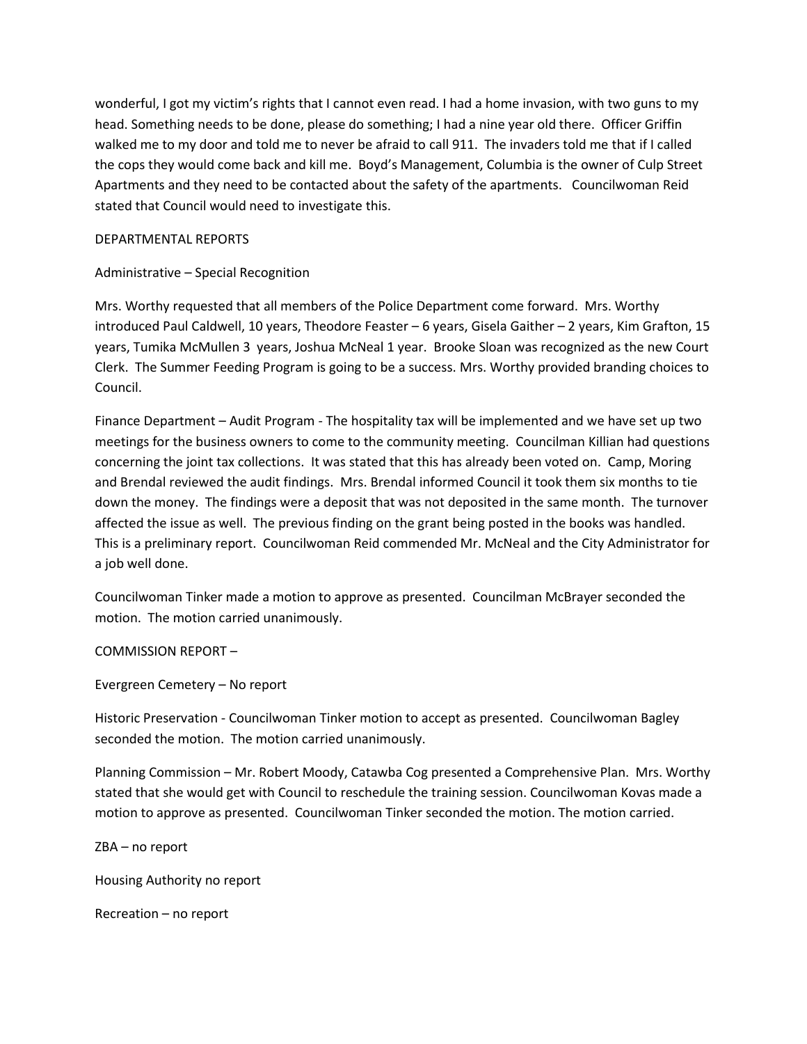wonderful, I got my victim's rights that I cannot even read. I had a home invasion, with two guns to my head. Something needs to be done, please do something; I had a nine year old there. Officer Griffin walked me to my door and told me to never be afraid to call 911. The invaders told me that if I called the cops they would come back and kill me. Boyd's Management, Columbia is the owner of Culp Street Apartments and they need to be contacted about the safety of the apartments. Councilwoman Reid stated that Council would need to investigate this.

DEPARTMENTAL REPORTS

Administrative – Special Recognition

Mrs. Worthy requested that all members of the Police Department come forward. Mrs. Worthy introduced Paul Caldwell, 10 years, Theodore Feaster – 6 years, Gisela Gaither – 2 years, Kim Grafton, 15 years, Tumika McMullen 3 years, Joshua McNeal 1 year. Brooke Sloan was recognized as the new Court Clerk. The Summer Feeding Program is going to be a success. Mrs. Worthy provided branding choices to Council.

Finance Department – Audit Program - The hospitality tax will be implemented and we have set up two meetings for the business owners to come to the community meeting. Councilman Killian had questions concerning the joint tax collections. It was stated that this has already been voted on. Camp, Moring and Brendal reviewed the audit findings. Mrs. Brendal informed Council it took them six months to tie down the money. The findings were a deposit that was not deposited in the same month. The turnover affected the issue as well. The previous finding on the grant being posted in the books was handled. This is a preliminary report. Councilwoman Reid commended Mr. McNeal and the City Administrator for a job well done.

Councilwoman Tinker made a motion to approve as presented. Councilman McBrayer seconded the motion. The motion carried unanimously.

COMMISSION REPORT –

Evergreen Cemetery – No report

Historic Preservation - Councilwoman Tinker motion to accept as presented. Councilwoman Bagley seconded the motion. The motion carried unanimously.

Planning Commission – Mr. Robert Moody, Catawba Cog presented a Comprehensive Plan. Mrs. Worthy stated that she would get with Council to reschedule the training session. Councilwoman Kovas made a motion to approve as presented. Councilwoman Tinker seconded the motion. The motion carried.

ZBA – no report

Housing Authority no report

Recreation – no report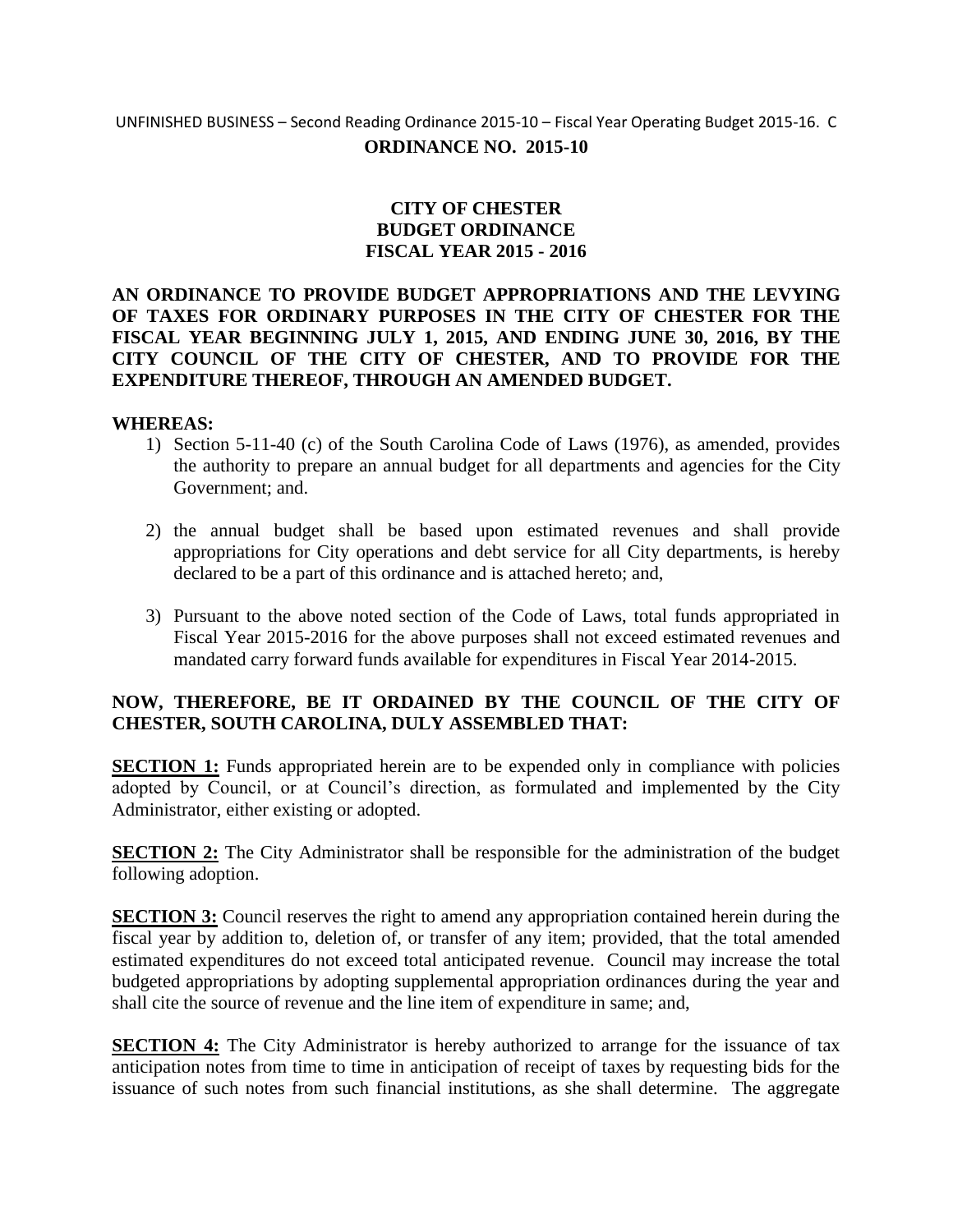UNFINISHED BUSINESS – Second Reading Ordinance 2015-10 – Fiscal Year Operating Budget 2015-16. C

**ORDINANCE NO. 2015-10**

**CITY OF CHESTER**
**BUDGET ORDINANCE**
**FISCAL YEAR 2015 - 2016**

**AN ORDINANCE TO PROVIDE BUDGET APPROPRIATIONS AND THE LEVYING OF TAXES FOR ORDINARY PURPOSES IN THE CITY OF CHESTER FOR THE FISCAL YEAR BEGINNING JULY 1, 2015, AND ENDING JUNE 30, 2016, BY THE CITY COUNCIL OF THE CITY OF CHESTER, AND TO PROVIDE FOR THE EXPENDITURE THEREOF, THROUGH AN AMENDED BUDGET.**

**WHEREAS:**

1) Section 5-11-40 (c) of the South Carolina Code of Laws (1976), as amended, provides the authority to prepare an annual budget for all departments and agencies for the City Government; and.

2) the annual budget shall be based upon estimated revenues and shall provide appropriations for City operations and debt service for all City departments, is hereby declared to be a part of this ordinance and is attached hereto; and,

3) Pursuant to the above noted section of the Code of Laws, total funds appropriated in Fiscal Year 2015-2016 for the above purposes shall not exceed estimated revenues and mandated carry forward funds available for expenditures in Fiscal Year 2014-2015.

**NOW, THEREFORE, BE IT ORDAINED BY THE COUNCIL OF THE CITY OF CHESTER, SOUTH CAROLINA, DULY ASSEMBLED THAT:**

**SECTION 1:** Funds appropriated herein are to be expended only in compliance with policies adopted by Council, or at Council's direction, as formulated and implemented by the City Administrator, either existing or adopted.

**SECTION 2:** The City Administrator shall be responsible for the administration of the budget following adoption.

**SECTION 3:** Council reserves the right to amend any appropriation contained herein during the fiscal year by addition to, deletion of, or transfer of any item; provided, that the total amended estimated expenditures do not exceed total anticipated revenue. Council may increase the total budgeted appropriations by adopting supplemental appropriation ordinances during the year and shall cite the source of revenue and the line item of expenditure in same; and,

**SECTION 4:** The City Administrator is hereby authorized to arrange for the issuance of tax anticipation notes from time to time in anticipation of receipt of taxes by requesting bids for the issuance of such notes from such financial institutions, as she shall determine. The aggregate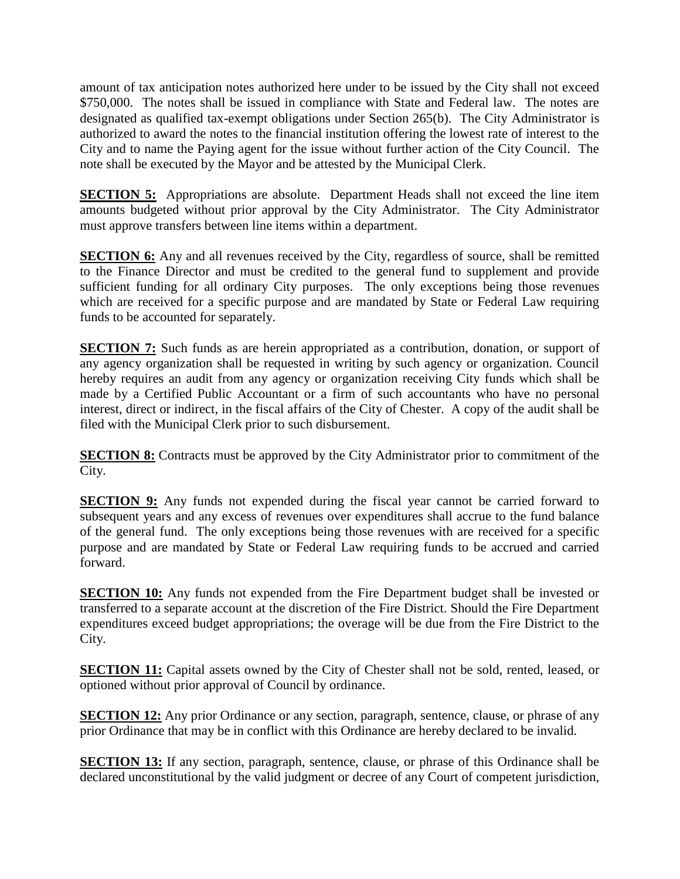amount of tax anticipation notes authorized here under to be issued by the City shall not exceed $750,000. The notes shall be issued in compliance with State and Federal law. The notes are designated as qualified tax-exempt obligations under Section 265(b). The City Administrator is authorized to award the notes to the financial institution offering the lowest rate of interest to the City and to name the Paying agent for the issue without further action of the City Council. The note shall be executed by the Mayor and be attested by the Municipal Clerk.

**SECTION 5:** Appropriations are absolute. Department Heads shall not exceed the line item amounts budgeted without prior approval by the City Administrator. The City Administrator must approve transfers between line items within a department.

**SECTION 6:** Any and all revenues received by the City, regardless of source, shall be remitted to the Finance Director and must be credited to the general fund to supplement and provide sufficient funding for all ordinary City purposes. The only exceptions being those revenues which are received for a specific purpose and are mandated by State or Federal Law requiring funds to be accounted for separately.

**SECTION 7:** Such funds as are herein appropriated as a contribution, donation, or support of any agency organization shall be requested in writing by such agency or organization. Council hereby requires an audit from any agency or organization receiving City funds which shall be made by a Certified Public Accountant or a firm of such accountants who have no personal interest, direct or indirect, in the fiscal affairs of the City of Chester. A copy of the audit shall be filed with the Municipal Clerk prior to such disbursement.

**SECTION 8:** Contracts must be approved by the City Administrator prior to commitment of the City.

**SECTION 9:** Any funds not expended during the fiscal year cannot be carried forward to subsequent years and any excess of revenues over expenditures shall accrue to the fund balance of the general fund. The only exceptions being those revenues with are received for a specific purpose and are mandated by State or Federal Law requiring funds to be accrued and carried forward.

**SECTION 10:** Any funds not expended from the Fire Department budget shall be invested or transferred to a separate account at the discretion of the Fire District. Should the Fire Department expenditures exceed budget appropriations; the overage will be due from the Fire District to the City.

**SECTION 11:** Capital assets owned by the City of Chester shall not be sold, rented, leased, or optioned without prior approval of Council by ordinance.

**SECTION 12:** Any prior Ordinance or any section, paragraph, sentence, clause, or phrase of any prior Ordinance that may be in conflict with this Ordinance are hereby declared to be invalid.

**SECTION 13:** If any section, paragraph, sentence, clause, or phrase of this Ordinance shall be declared unconstitutional by the valid judgment or decree of any Court of competent jurisdiction,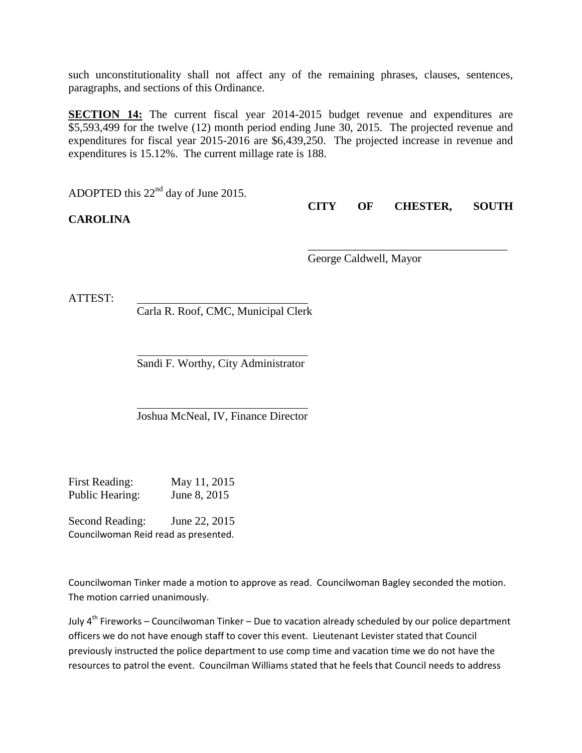such unconstitutionality shall not affect any of the remaining phrases, clauses, sentences, paragraphs, and sections of this Ordinance.

**SECTION 14:** The current fiscal year 2014-2015 budget revenue and expenditures are $5,593,499 for the twelve (12) month period ending June 30, 2015. The projected revenue and expenditures for fiscal year 2015-2016 are $6,439,250. The projected increase in revenue and expenditures is 15.12%. The current millage rate is 188.

ADOPTED this 22nd day of June 2015.

**CITY OF CHESTER, SOUTH CAROLINA**

\_\_\_\_\_\_\_\_\_\_\_\_\_\_\_\_\_\_\_\_\_\_\_\_\_\_\_\_\_\_\_\_\_\_\_\_
George Caldwell, Mayor

ATTEST: \_\_\_\_\_\_\_\_\_\_\_\_\_\_\_\_\_\_\_\_\_\_\_\_\_\_\_\_\_\_
Carla R. Roof, CMC, Municipal Clerk

\_\_\_\_\_\_\_\_\_\_\_\_\_\_\_\_\_\_\_\_\_\_\_\_\_\_\_\_\_\_
Sandi F. Worthy, City Administrator

\_\_\_\_\_\_\_\_\_\_\_\_\_\_\_\_\_\_\_\_\_\_\_\_\_\_\_\_\_\_
Joshua McNeal, IV, Finance Director

First Reading: May 11, 2015
Public Hearing: June 8, 2015

Second Reading: June 22, 2015
Councilwoman Reid read as presented.

Councilwoman Tinker made a motion to approve as read. Councilwoman Bagley seconded the motion. The motion carried unanimously.

July 4th Fireworks – Councilwoman Tinker – Due to vacation already scheduled by our police department officers we do not have enough staff to cover this event. Lieutenant Levister stated that Council previously instructed the police department to use comp time and vacation time we do not have the resources to patrol the event. Councilman Williams stated that he feels that Council needs to address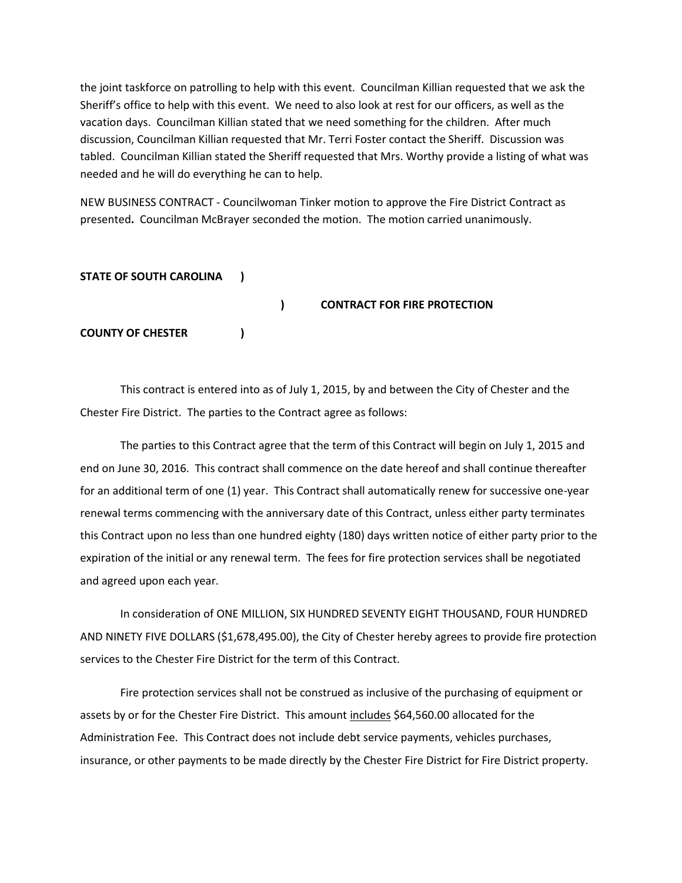the joint taskforce on patrolling to help with this event. Councilman Killian requested that we ask the Sheriff's office to help with this event. We need to also look at rest for our officers, as well as the vacation days. Councilman Killian stated that we need something for the children. After much discussion, Councilman Killian requested that Mr. Terri Foster contact the Sheriff. Discussion was tabled. Councilman Killian stated the Sheriff requested that Mrs. Worthy provide a listing of what was needed and he will do everything he can to help.

NEW BUSINESS CONTRACT - Councilwoman Tinker motion to approve the Fire District Contract as presented**.** Councilman McBrayer seconded the motion. The motion carried unanimously.

**STATE OF SOUTH CAROLINA )**

**) CONTRACT FOR FIRE PROTECTION**

**COUNTY OF CHESTER )**

This contract is entered into as of July 1, 2015, by and between the City of Chester and the Chester Fire District. The parties to the Contract agree as follows:

The parties to this Contract agree that the term of this Contract will begin on July 1, 2015 and end on June 30, 2016. This contract shall commence on the date hereof and shall continue thereafter for an additional term of one (1) year. This Contract shall automatically renew for successive one-year renewal terms commencing with the anniversary date of this Contract, unless either party terminates this Contract upon no less than one hundred eighty (180) days written notice of either party prior to the expiration of the initial or any renewal term. The fees for fire protection services shall be negotiated and agreed upon each year.

In consideration of ONE MILLION, SIX HUNDRED SEVENTY EIGHT THOUSAND, FOUR HUNDRED AND NINETY FIVE DOLLARS ($1,678,495.00), the City of Chester hereby agrees to provide fire protection services to the Chester Fire District for the term of this Contract.

Fire protection services shall not be construed as inclusive of the purchasing of equipment or assets by or for the Chester Fire District. This amount includes $64,560.00 allocated for the Administration Fee. This Contract does not include debt service payments, vehicles purchases, insurance, or other payments to be made directly by the Chester Fire District for Fire District property.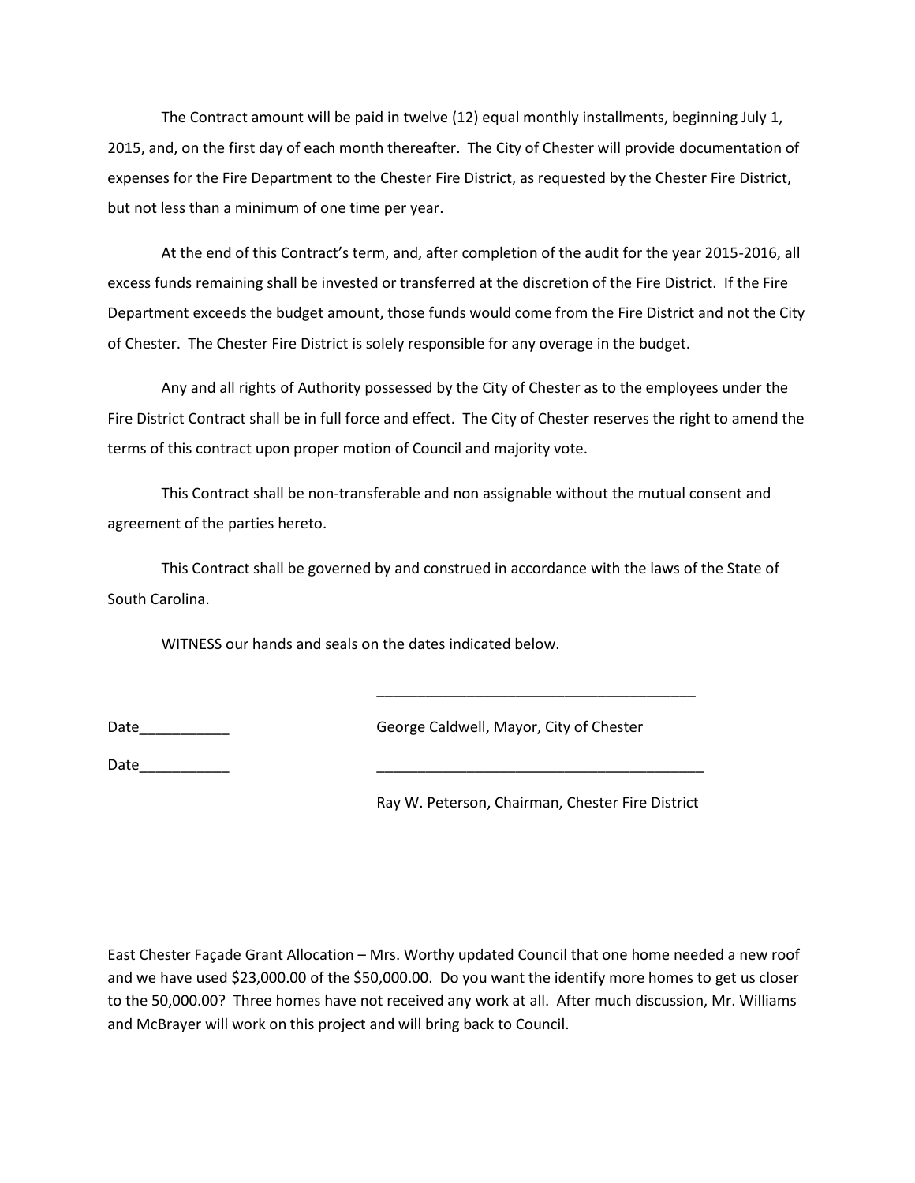The Contract amount will be paid in twelve (12) equal monthly installments, beginning July 1, 2015, and, on the first day of each month thereafter. The City of Chester will provide documentation of expenses for the Fire Department to the Chester Fire District, as requested by the Chester Fire District, but not less than a minimum of one time per year.

At the end of this Contract's term, and, after completion of the audit for the year 2015-2016, all excess funds remaining shall be invested or transferred at the discretion of the Fire District. If the Fire Department exceeds the budget amount, those funds would come from the Fire District and not the City of Chester. The Chester Fire District is solely responsible for any overage in the budget.

Any and all rights of Authority possessed by the City of Chester as to the employees under the Fire District Contract shall be in full force and effect. The City of Chester reserves the right to amend the terms of this contract upon proper motion of Council and majority vote.

This Contract shall be non-transferable and non assignable without the mutual consent and agreement of the parties hereto.

This Contract shall be governed by and construed in accordance with the laws of the State of South Carolina.

WITNESS our hands and seals on the dates indicated below.

Date___________ ________________________________________

George Caldwell, Mayor, City of Chester

Date___________ __________________________________________

Ray W. Peterson, Chairman, Chester Fire District

East Chester Façade Grant Allocation – Mrs. Worthy updated Council that one home needed a new roof and we have used $23,000.00 of the $50,000.00. Do you want the identify more homes to get us closer to the 50,000.00? Three homes have not received any work at all. After much discussion, Mr. Williams and McBrayer will work on this project and will bring back to Council.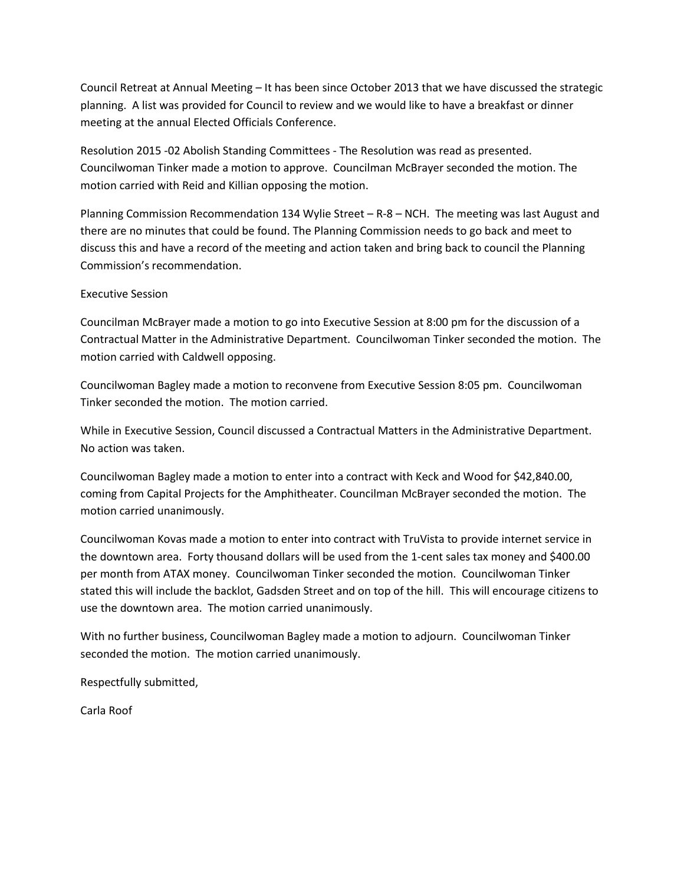Council Retreat at Annual Meeting – It has been since October 2013 that we have discussed the strategic planning. A list was provided for Council to review and we would like to have a breakfast or dinner meeting at the annual Elected Officials Conference.

Resolution 2015 -02 Abolish Standing Committees - The Resolution was read as presented. Councilwoman Tinker made a motion to approve. Councilman McBrayer seconded the motion. The motion carried with Reid and Killian opposing the motion.

Planning Commission Recommendation 134 Wylie Street – R-8 – NCH. The meeting was last August and there are no minutes that could be found. The Planning Commission needs to go back and meet to discuss this and have a record of the meeting and action taken and bring back to council the Planning Commission's recommendation.

Executive Session

Councilman McBrayer made a motion to go into Executive Session at 8:00 pm for the discussion of a Contractual Matter in the Administrative Department. Councilwoman Tinker seconded the motion. The motion carried with Caldwell opposing.

Councilwoman Bagley made a motion to reconvene from Executive Session 8:05 pm. Councilwoman Tinker seconded the motion. The motion carried.

While in Executive Session, Council discussed a Contractual Matters in the Administrative Department. No action was taken.

Councilwoman Bagley made a motion to enter into a contract with Keck and Wood for $42,840.00, coming from Capital Projects for the Amphitheater. Councilman McBrayer seconded the motion. The motion carried unanimously.

Councilwoman Kovas made a motion to enter into contract with TruVista to provide internet service in the downtown area. Forty thousand dollars will be used from the 1-cent sales tax money and $400.00 per month from ATAX money. Councilwoman Tinker seconded the motion. Councilwoman Tinker stated this will include the backlot, Gadsden Street and on top of the hill. This will encourage citizens to use the downtown area. The motion carried unanimously.

With no further business, Councilwoman Bagley made a motion to adjourn. Councilwoman Tinker seconded the motion. The motion carried unanimously.

Respectfully submitted,

Carla Roof